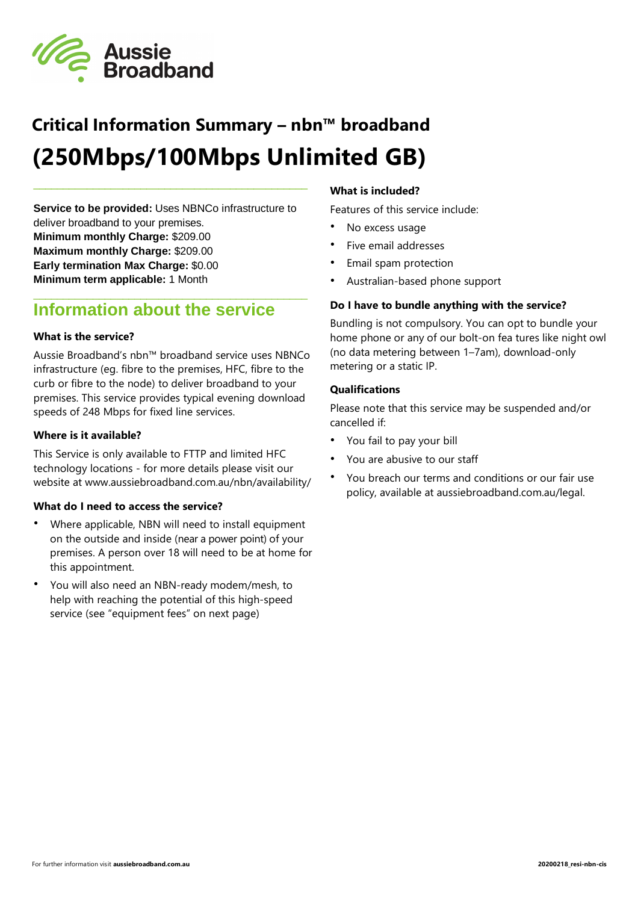Aussie Broadband

# Critical Information Summary – nbn™ broadband

# (250Mbps/100Mbps Unlimited GB)

**Service to be provided:** Uses NBNCo infrastructure to deliver broadband to your premises.
**Minimum monthly Charge:** $209.00
**Maximum monthly Charge:** $209.00
**Early termination Max Charge:** $0.00
**Minimum term applicable:** 1 Month

## Information about the service

### What is the service?

Aussie Broadband's nbn™ broadband service uses NBNCo infrastructure (eg. fibre to the premises, HFC, fibre to the curb or fibre to the node) to deliver broadband to your premises. This service provides typical evening download speeds of 248 Mbps for fixed line services.

### Where is it available?

This Service is only available to FTTP and limited HFC technology locations - for more details please visit our website at www.aussiebroadband.com.au/nbn/availability/

### What do I need to access the service?

- Where applicable, NBN will need to install equipment on the outside and inside (near a power point) of your premises. A person over 18 will need to be at home for this appointment.
- You will also need an NBN-ready modem/mesh, to help with reaching the potential of this high-speed service (see "equipment fees" on next page)

### What is included?

Features of this service include:

- No excess usage
- Five email addresses
- Email spam protection
- Australian-based phone support

### Do I have to bundle anything with the service?

Bundling is not compulsory. You can opt to bundle your home phone or any of our bolt-on fea tures like night owl (no data metering between 1–7am), download-only metering or a static IP.

### Qualifications

Please note that this service may be suspended and/or cancelled if:

- You fail to pay your bill
- You are abusive to our staff
- You breach our terms and conditions or our fair use policy, available at aussiebroadband.com.au/legal.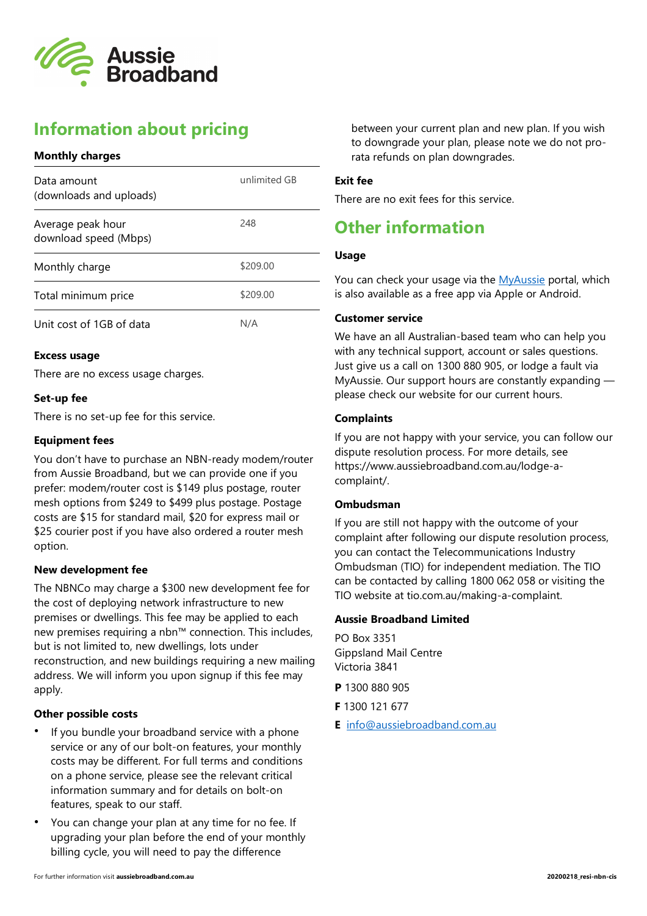Aussie Broadband

# Information about pricing

### Monthly charges

| | |
|---|---|
| Data amount (downloads and uploads) | unlimited GB |
| Average peak hour download speed (Mbps) | 248 |
| Monthly charge | $209.00 |
| Total minimum price | $209.00 |
| Unit cost of 1GB of data | N/A |

### Excess usage

There are no excess usage charges.

### Set-up fee

There is no set-up fee for this service.

### Equipment fees

You don't have to purchase an NBN-ready modem/router from Aussie Broadband, but we can provide one if you prefer: modem/router cost is $149 plus postage, router mesh options from $249 to $499 plus postage. Postage costs are $15 for standard mail, $20 for express mail or $25 courier post if you have also ordered a router mesh option.

### New development fee

The NBNCo may charge a $300 new development fee for the cost of deploying network infrastructure to new premises or dwellings. This fee may be applied to each new premises requiring a nbn™ connection. This includes, but is not limited to, new dwellings, lots under reconstruction, and new buildings requiring a new mailing address. We will inform you upon signup if this fee may apply.

### Other possible costs

- If you bundle your broadband service with a phone service or any of our bolt-on features, your monthly costs may be different. For full terms and conditions on a phone service, please see the relevant critical information summary and for details on bolt-on features, speak to our staff.
- You can change your plan at any time for no fee. If upgrading your plan before the end of your monthly billing cycle, you will need to pay the difference between your current plan and new plan. If you wish to downgrade your plan, please note we do not pro-rata refunds on plan downgrades.

### Exit fee

There are no exit fees for this service.

# Other information

### Usage

You can check your usage via the MyAussie portal, which is also available as a free app via Apple or Android.

### Customer service

We have an all Australian-based team who can help you with any technical support, account or sales questions. Just give us a call on 1300 880 905, or lodge a fault via MyAussie. Our support hours are constantly expanding — please check our website for our current hours.

### Complaints

If you are not happy with your service, you can follow our dispute resolution process. For more details, see https://www.aussiebroadband.com.au/lodge-a-complaint/.

### Ombudsman

If you are still not happy with the outcome of your complaint after following our dispute resolution process, you can contact the Telecommunications Industry Ombudsman (TIO) for independent mediation. The TIO can be contacted by calling 1800 062 058 or visiting the TIO website at tio.com.au/making-a-complaint.

### Aussie Broadband Limited

PO Box 3351
Gippsland Mail Centre
Victoria 3841

**P** 1300 880 905

**F** 1300 121 677

**E** info@aussiebroadband.com.au